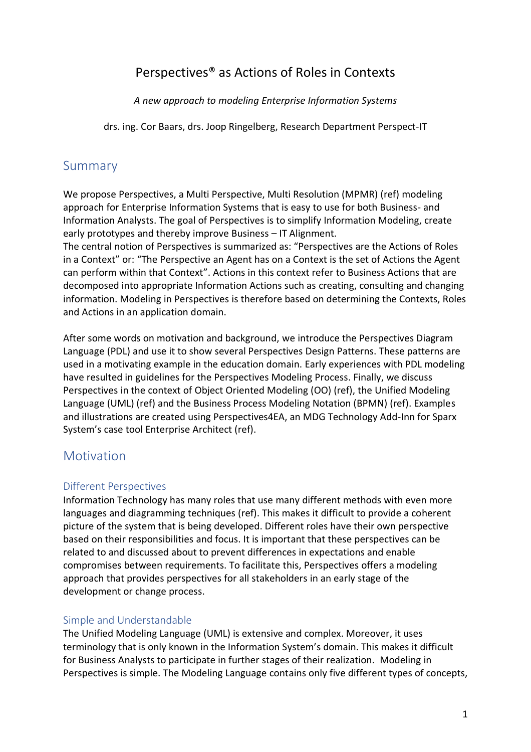# Perspectives® as Actions of Roles in Contexts

*A new approach to modeling Enterprise Information Systems*

drs. ing. Cor Baars, drs. Joop Ringelberg, Research Department Perspect-IT

## Summary

We propose Perspectives, a Multi Perspective, Multi Resolution (MPMR) (ref) modeling approach for Enterprise Information Systems that is easy to use for both Business- and Information Analysts. The goal of Perspectives is to simplify Information Modeling, create early prototypes and thereby improve Business – IT Alignment.
The central notion of Perspectives is summarized as: "Perspectives are the Actions of Roles in a Context" or: "The Perspective an Agent has on a Context is the set of Actions the Agent can perform within that Context". Actions in this context refer to Business Actions that are decomposed into appropriate Information Actions such as creating, consulting and changing information. Modeling in Perspectives is therefore based on determining the Contexts, Roles and Actions in an application domain.

After some words on motivation and background, we introduce the Perspectives Diagram Language (PDL) and use it to show several Perspectives Design Patterns. These patterns are used in a motivating example in the education domain. Early experiences with PDL modeling have resulted in guidelines for the Perspectives Modeling Process. Finally, we discuss Perspectives in the context of Object Oriented Modeling (OO) (ref), the Unified Modeling Language (UML) (ref) and the Business Process Modeling Notation (BPMN) (ref). Examples and illustrations are created using Perspectives4EA, an MDG Technology Add-Inn for Sparx System's case tool Enterprise Architect (ref).

## Motivation

### Different Perspectives

Information Technology has many roles that use many different methods with even more languages and diagramming techniques (ref). This makes it difficult to provide a coherent picture of the system that is being developed. Different roles have their own perspective based on their responsibilities and focus. It is important that these perspectives can be related to and discussed about to prevent differences in expectations and enable compromises between requirements. To facilitate this, Perspectives offers a modeling approach that provides perspectives for all stakeholders in an early stage of the development or change process.

### Simple and Understandable

The Unified Modeling Language (UML) is extensive and complex. Moreover, it uses terminology that is only known in the Information System's domain. This makes it difficult for Business Analysts to participate in further stages of their realization. Modeling in Perspectives is simple. The Modeling Language contains only five different types of concepts,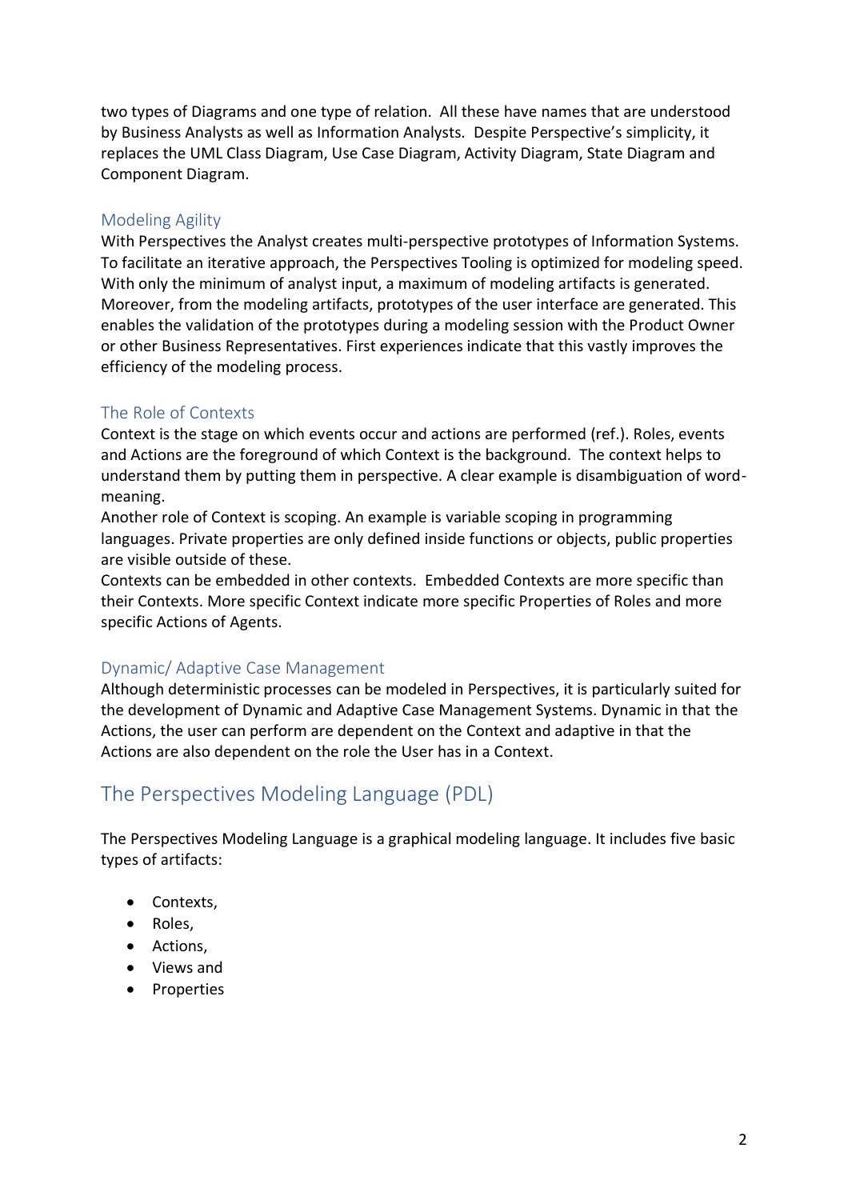two types of Diagrams and one type of relation. All these have names that are understood by Business Analysts as well as Information Analysts. Despite Perspective's simplicity, it replaces the UML Class Diagram, Use Case Diagram, Activity Diagram, State Diagram and Component Diagram.

### Modeling Agility

With Perspectives the Analyst creates multi-perspective prototypes of Information Systems. To facilitate an iterative approach, the Perspectives Tooling is optimized for modeling speed. With only the minimum of analyst input, a maximum of modeling artifacts is generated. Moreover, from the modeling artifacts, prototypes of the user interface are generated. This enables the validation of the prototypes during a modeling session with the Product Owner or other Business Representatives. First experiences indicate that this vastly improves the efficiency of the modeling process.

### The Role of Contexts

Context is the stage on which events occur and actions are performed (ref.). Roles, events and Actions are the foreground of which Context is the background. The context helps to understand them by putting them in perspective. A clear example is disambiguation of word-meaning.
Another role of Context is scoping. An example is variable scoping in programming languages. Private properties are only defined inside functions or objects, public properties are visible outside of these.
Contexts can be embedded in other contexts. Embedded Contexts are more specific than their Contexts. More specific Context indicate more specific Properties of Roles and more specific Actions of Agents.

### Dynamic/ Adaptive Case Management

Although deterministic processes can be modeled in Perspectives, it is particularly suited for the development of Dynamic and Adaptive Case Management Systems. Dynamic in that the Actions, the user can perform are dependent on the Context and adaptive in that the Actions are also dependent on the role the User has in a Context.

## The Perspectives Modeling Language (PDL)

The Perspectives Modeling Language is a graphical modeling language. It includes five basic types of artifacts:

- Contexts,
- Roles,
- Actions,
- Views and
- Properties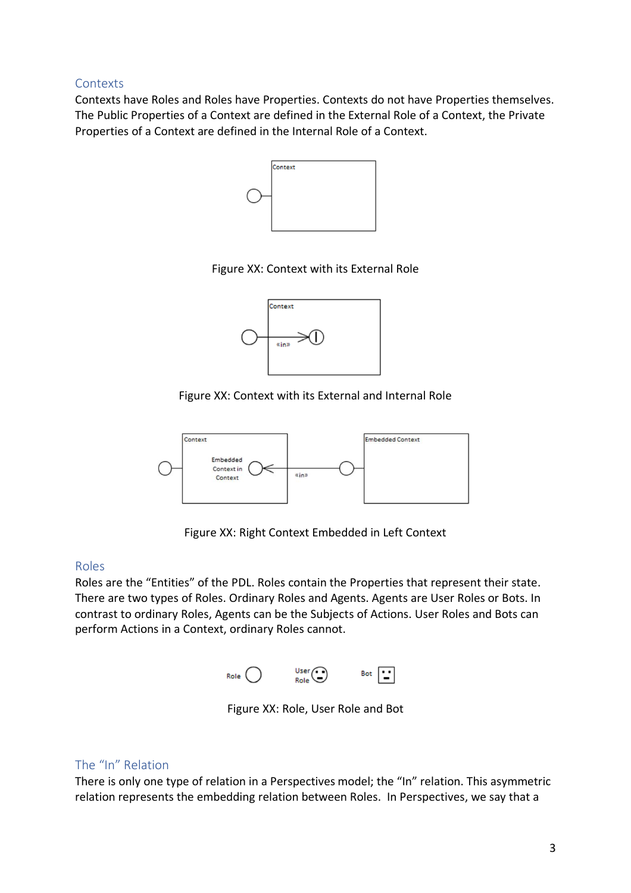## Contexts

Contexts have Roles and Roles have Properties. Contexts do not have Properties themselves. The Public Properties of a Context are defined in the External Role of a Context, the Private Properties of a Context are defined in the Internal Role of a Context.

Figure XX: Context with its External Role

Figure XX: Context with its External and Internal Role

Figure XX: Right Context Embedded in Left Context

## Roles

Roles are the "Entities" of the PDL. Roles contain the Properties that represent their state. There are two types of Roles. Ordinary Roles and Agents. Agents are User Roles or Bots. In contrast to ordinary Roles, Agents can be the Subjects of Actions. User Roles and Bots can perform Actions in a Context, ordinary Roles cannot.

Figure XX: Role, User Role and Bot

## The "In" Relation

There is only one type of relation in a Perspectives model; the "In" relation. This asymmetric relation represents the embedding relation between Roles. In Perspectives, we say that a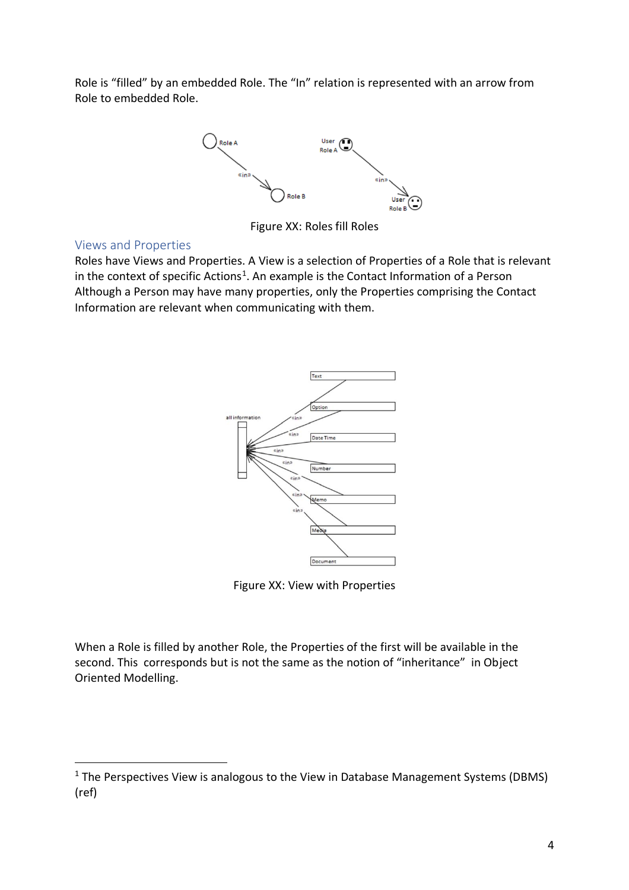Role is “filled” by an embedded Role. The “In” relation is represented with an arrow from Role to embedded Role.

Figure XX: Roles fill Roles

## Views and Properties

Roles have Views and Properties. A View is a selection of Properties of a Role that is relevant in the context of specific Actions[1]. An example is the Contact Information of a Person Although a Person may have many properties, only the Properties comprising the Contact Information are relevant when communicating with them.

Figure XX: View with Properties

When a Role is filled by another Role, the Properties of the first will be available in the second. This corresponds but is not the same as the notion of “inheritance” in Object Oriented Modelling.

[1] The Perspectives View is analogous to the View in Database Management Systems (DBMS) (ref)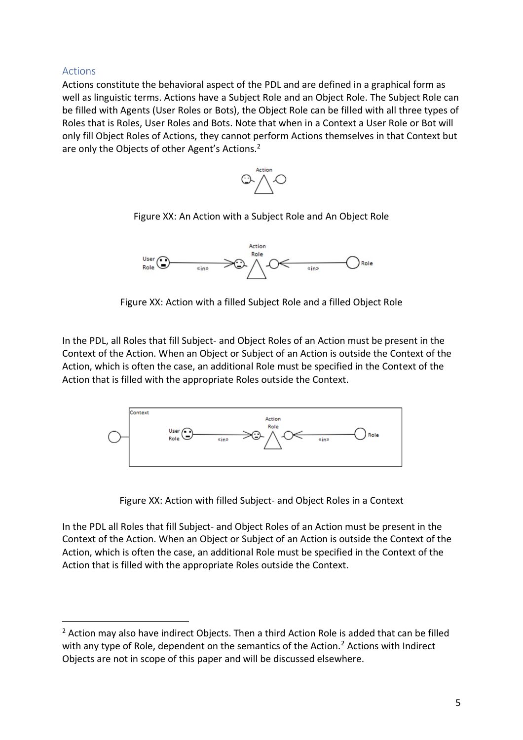## Actions

Actions constitute the behavioral aspect of the PDL and are defined in a graphical form as well as linguistic terms. Actions have a Subject Role and an Object Role. The Subject Role can be filled with Agents (User Roles or Bots), the Object Role can be filled with all three types of Roles that is Roles, User Roles and Bots. Note that when in a Context a User Role or Bot will only fill Object Roles of Actions, they cannot perform Actions themselves in that Context but are only the Objects of other Agent's Actions.[2]

Figure XX: An Action with a Subject Role and An Object Role

Figure XX: Action with a filled Subject Role and a filled Object Role

In the PDL, all Roles that fill Subject- and Object Roles of an Action must be present in the Context of the Action. When an Object or Subject of an Action is outside the Context of the Action, which is often the case, an additional Role must be specified in the Context of the Action that is filled with the appropriate Roles outside the Context.

Figure XX: Action with filled Subject- and Object Roles in a Context

In the PDL all Roles that fill Subject- and Object Roles of an Action must be present in the Context of the Action. When an Object or Subject of an Action is outside the Context of the Action, which is often the case, an additional Role must be specified in the Context of the Action that is filled with the appropriate Roles outside the Context.

---

[2] Action may also have indirect Objects. Then a third Action Role is added that can be filled with any type of Role, dependent on the semantics of the Action.[2] Actions with Indirect Objects are not in scope of this paper and will be discussed elsewhere.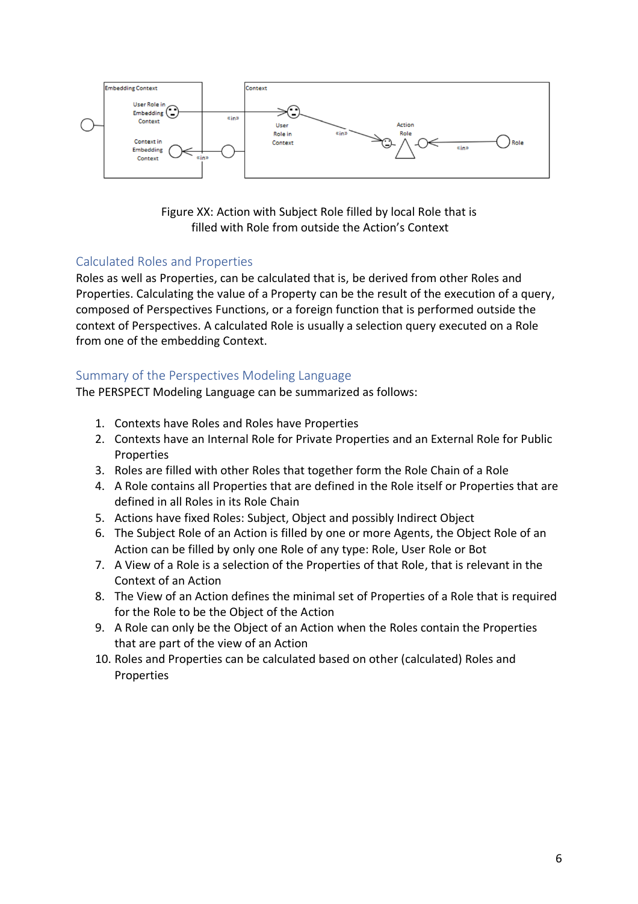Figure XX: Action with Subject Role filled by local Role that is filled with Role from outside the Action's Context

## Calculated Roles and Properties

Roles as well as Properties, can be calculated that is, be derived from other Roles and Properties. Calculating the value of a Property can be the result of the execution of a query, composed of Perspectives Functions, or a foreign function that is performed outside the context of Perspectives. A calculated Role is usually a selection query executed on a Role from one of the embedding Context.

## Summary of the Perspectives Modeling Language

The PERSPECT Modeling Language can be summarized as follows:

1. Contexts have Roles and Roles have Properties
2. Contexts have an Internal Role for Private Properties and an External Role for Public Properties
3. Roles are filled with other Roles that together form the Role Chain of a Role
4. A Role contains all Properties that are defined in the Role itself or Properties that are defined in all Roles in its Role Chain
5. Actions have fixed Roles: Subject, Object and possibly Indirect Object
6. The Subject Role of an Action is filled by one or more Agents, the Object Role of an Action can be filled by only one Role of any type: Role, User Role or Bot
7. A View of a Role is a selection of the Properties of that Role, that is relevant in the Context of an Action
8. The View of an Action defines the minimal set of Properties of a Role that is required for the Role to be the Object of the Action
9. A Role can only be the Object of an Action when the Roles contain the Properties that are part of the view of an Action
10. Roles and Properties can be calculated based on other (calculated) Roles and Properties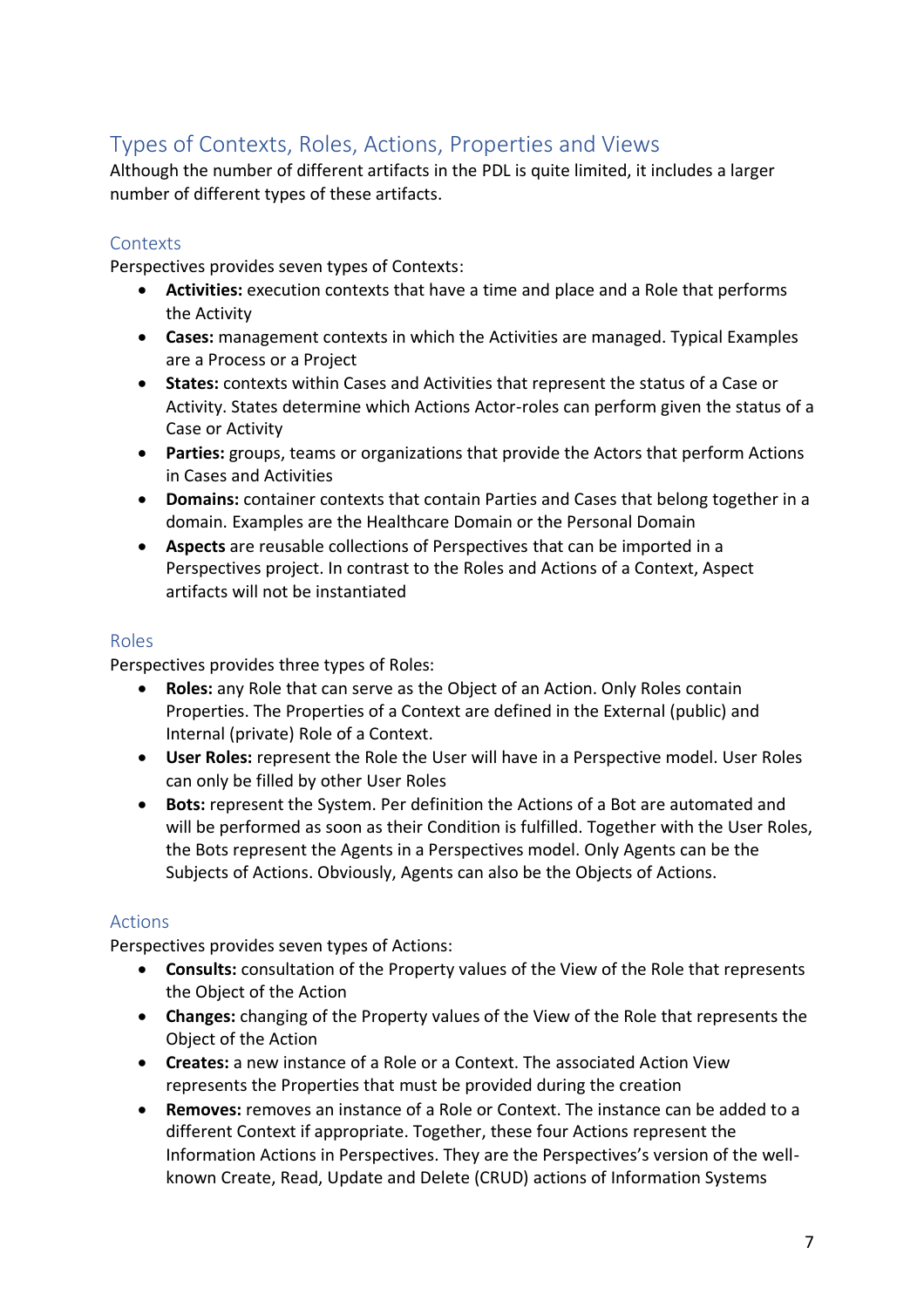## Types of Contexts, Roles, Actions, Properties and Views

Although the number of different artifacts in the PDL is quite limited, it includes a larger number of different types of these artifacts.

### Contexts

Perspectives provides seven types of Contexts:

- **Activities:** execution contexts that have a time and place and a Role that performs the Activity
- **Cases:** management contexts in which the Activities are managed. Typical Examples are a Process or a Project
- **States:** contexts within Cases and Activities that represent the status of a Case or Activity. States determine which Actions Actor-roles can perform given the status of a Case or Activity
- **Parties:** groups, teams or organizations that provide the Actors that perform Actions in Cases and Activities
- **Domains:** container contexts that contain Parties and Cases that belong together in a domain. Examples are the Healthcare Domain or the Personal Domain
- **Aspects** are reusable collections of Perspectives that can be imported in a Perspectives project. In contrast to the Roles and Actions of a Context, Aspect artifacts will not be instantiated

### Roles

Perspectives provides three types of Roles:

- **Roles:** any Role that can serve as the Object of an Action. Only Roles contain Properties. The Properties of a Context are defined in the External (public) and Internal (private) Role of a Context.
- **User Roles:** represent the Role the User will have in a Perspective model. User Roles can only be filled by other User Roles
- **Bots:** represent the System. Per definition the Actions of a Bot are automated and will be performed as soon as their Condition is fulfilled. Together with the User Roles, the Bots represent the Agents in a Perspectives model. Only Agents can be the Subjects of Actions. Obviously, Agents can also be the Objects of Actions.

### Actions

Perspectives provides seven types of Actions:

- **Consults:** consultation of the Property values of the View of the Role that represents the Object of the Action
- **Changes:** changing of the Property values of the View of the Role that represents the Object of the Action
- **Creates:** a new instance of a Role or a Context. The associated Action View represents the Properties that must be provided during the creation
- **Removes:** removes an instance of a Role or Context. The instance can be added to a different Context if appropriate. Together, these four Actions represent the Information Actions in Perspectives. They are the Perspectives's version of the well-known Create, Read, Update and Delete (CRUD) actions of Information Systems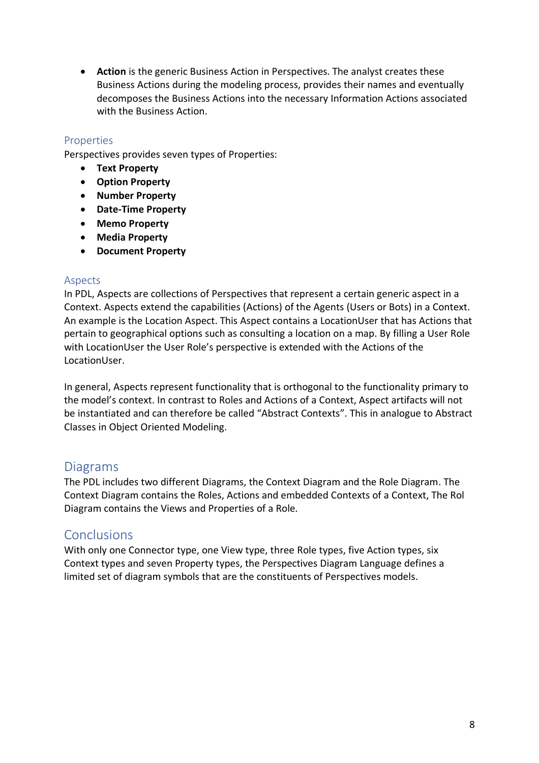- **Action** is the generic Business Action in Perspectives. The analyst creates these Business Actions during the modeling process, provides their names and eventually decomposes the Business Actions into the necessary Information Actions associated with the Business Action.

### Properties

Perspectives provides seven types of Properties:

- **Text Property**
- **Option Property**
- **Number Property**
- **Date-Time Property**
- **Memo Property**
- **Media Property**
- **Document Property**

### Aspects

In PDL, Aspects are collections of Perspectives that represent a certain generic aspect in a Context. Aspects extend the capabilities (Actions) of the Agents (Users or Bots) in a Context. An example is the Location Aspect. This Aspect contains a LocationUser that has Actions that pertain to geographical options such as consulting a location on a map. By filling a User Role with LocationUser the User Role's perspective is extended with the Actions of the LocationUser.

In general, Aspects represent functionality that is orthogonal to the functionality primary to the model's context. In contrast to Roles and Actions of a Context, Aspect artifacts will not be instantiated and can therefore be called "Abstract Contexts". This in analogue to Abstract Classes in Object Oriented Modeling.

## Diagrams

The PDL includes two different Diagrams, the Context Diagram and the Role Diagram. The Context Diagram contains the Roles, Actions and embedded Contexts of a Context, The Rol Diagram contains the Views and Properties of a Role.

## Conclusions

With only one Connector type, one View type, three Role types, five Action types, six Context types and seven Property types, the Perspectives Diagram Language defines a limited set of diagram symbols that are the constituents of Perspectives models.